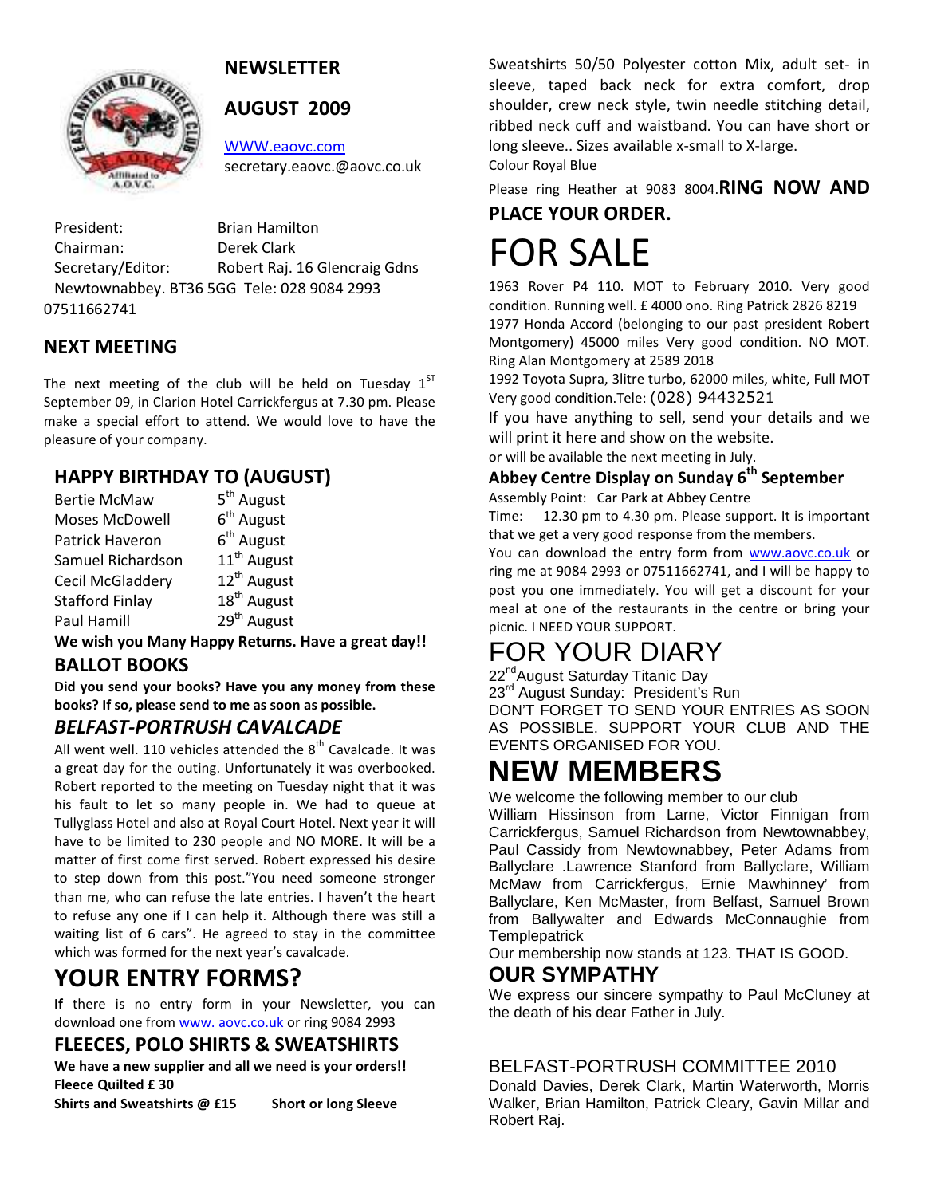## NEWSLETTER

## AUGUST 2009

WWW.eaovc.com
secretary.eaovc.@aovc.co.uk

President: Brian Hamilton
Chairman: Derek Clark
Secretary/Editor: Robert Raj. 16 Glencraig Gdns Newtownabbey. BT36 5GG Tele: 028 9084 2993 07511662741

## NEXT MEETING

The next meeting of the club will be held on Tuesday 1ST September 09, in Clarion Hotel Carrickfergus at 7.30 pm. Please make a special effort to attend. We would love to have the pleasure of your company.

## HAPPY BIRTHDAY TO (AUGUST)

| | |
|---|---|
| Bertie McMaw | 5th August |
| Moses McDowell | 6th August |
| Patrick Haveron | 6th August |
| Samuel Richardson | 11th August |
| Cecil McGladdery | 12th August |
| Stafford Finlay | 18th August |
| Paul Hamill | 29th August |

**We wish you Many Happy Returns. Have a great day!!**

## BALLOT BOOKS

**Did you send your books? Have you any money from these books? If so, please send to me as soon as possible.**

## *BELFAST-PORTRUSH CAVALCADE*

All went well. 110 vehicles attended the 8th Cavalcade. It was a great day for the outing. Unfortunately it was overbooked. Robert reported to the meeting on Tuesday night that it was his fault to let so many people in. We had to queue at Tullyglass Hotel and also at Royal Court Hotel. Next year it will have to be limited to 230 people and NO MORE. It will be a matter of first come first served. Robert expressed his desire to step down from this post."You need someone stronger than me, who can refuse the late entries. I haven't the heart to refuse any one if I can help it. Although there was still a waiting list of 6 cars". He agreed to stay in the committee which was formed for the next year's cavalcade.

# YOUR ENTRY FORMS?

**If** there is no entry form in your Newsletter, you can download one from www. aovc.co.uk or ring 9084 2993

## FLEECES, POLO SHIRTS & SWEATSHIRTS

**We have a new supplier and all we need is your orders!!**
**Fleece Quilted £ 30**
**Shirts and Sweatshirts @ £15 Short or long Sleeve**

Sweatshirts 50/50 Polyester cotton Mix, adult set- in sleeve, taped back neck for extra comfort, drop shoulder, crew neck style, twin needle stitching detail, ribbed neck cuff and waistband. You can have short or long sleeve.. Sizes available x-small to X-large.
Colour Royal Blue

Please ring Heather at 9083 8004.**RING NOW AND PLACE YOUR ORDER.**

# FOR SALE

1963 Rover P4 110. MOT to February 2010. Very good condition. Running well. £ 4000 ono. Ring Patrick 2826 8219
1977 Honda Accord (belonging to our past president Robert Montgomery) 45000 miles Very good condition. NO MOT. Ring Alan Montgomery at 2589 2018
1992 Toyota Supra, 3litre turbo, 62000 miles, white, Full MOT Very good condition.Tele: (028) 94432521
If you have anything to sell, send your details and we will print it here and show on the website.
or will be available the next meeting in July.

## Abbey Centre Display on Sunday 6th September

Assembly Point: Car Park at Abbey Centre
Time: 12.30 pm to 4.30 pm. Please support. It is important that we get a very good response from the members.
You can download the entry form from www.aovc.co.uk or ring me at 9084 2993 or 07511662741, and I will be happy to post you one immediately. You will get a discount for your meal at one of the restaurants in the centre or bring your picnic. I NEED YOUR SUPPORT.

# FOR YOUR DIARY

22ndAugust Saturday Titanic Day
23rd August Sunday: President's Run
DON'T FORGET TO SEND YOUR ENTRIES AS SOON AS POSSIBLE. SUPPORT YOUR CLUB AND THE EVENTS ORGANISED FOR YOU.

# NEW MEMBERS

We welcome the following member to our club
William Hissinson from Larne, Victor Finnigan from Carrickfergus, Samuel Richardson from Newtownabbey, Paul Cassidy from Newtownabbey, Peter Adams from Ballyclare .Lawrence Stanford from Ballyclare, William McMaw from Carrickfergus, Ernie Mawhinney' from Ballyclare, Ken McMaster, from Belfast, Samuel Brown from Ballywalter and Edwards McConnaughie from Templepatrick
Our membership now stands at 123. THAT IS GOOD.

## OUR SYMPATHY

We express our sincere sympathy to Paul McCluney at the death of his dear Father in July.

## BELFAST-PORTRUSH COMMITTEE 2010

Donald Davies, Derek Clark, Martin Waterworth, Morris Walker, Brian Hamilton, Patrick Cleary, Gavin Millar and Robert Raj.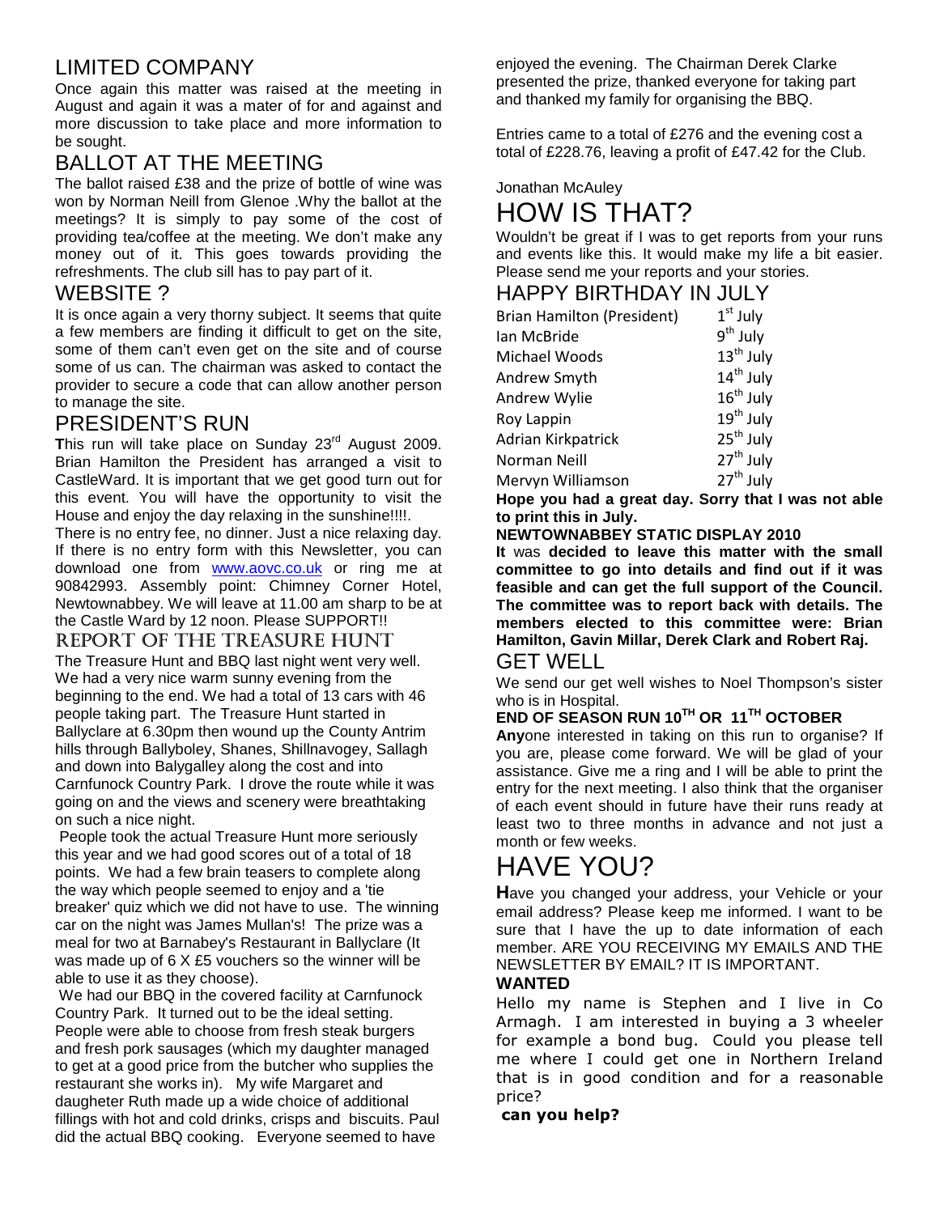## LIMITED COMPANY

Once again this matter was raised at the meeting in August and again it was a mater of for and against and more discussion to take place and more information to be sought.

## BALLOT AT THE MEETING

The ballot raised £38 and the prize of bottle of wine was won by Norman Neill from Glenoe .Why the ballot at the meetings? It is simply to pay some of the cost of providing tea/coffee at the meeting. We don't make any money out of it. This goes towards providing the refreshments. The club sill has to pay part of it.

## WEBSITE ?

It is once again a very thorny subject. It seems that quite a few members are finding it difficult to get on the site, some of them can't even get on the site and of course some of us can. The chairman was asked to contact the provider to secure a code that can allow another person to manage the site.

## PRESIDENT'S RUN

**T**his run will take place on Sunday 23rd August 2009. Brian Hamilton the President has arranged a visit to CastleWard. It is important that we get good turn out for this event. You will have the opportunity to visit the House and enjoy the day relaxing in the sunshine!!!!.

There is no entry fee, no dinner. Just a nice relaxing day. If there is no entry form with this Newsletter, you can download one from www.aovc.co.uk or ring me at 90842993. Assembly point: Chimney Corner Hotel, Newtownabbey. We will leave at 11.00 am sharp to be at the Castle Ward by 12 noon. Please SUPPORT!!

## REPORT OF THE TREASURE HUNT

The Treasure Hunt and BBQ last night went very well. We had a very nice warm sunny evening from the beginning to the end. We had a total of 13 cars with 46 people taking part. The Treasure Hunt started in Ballyclare at 6.30pm then wound up the County Antrim hills through Ballyboley, Shanes, Shillnavogey, Sallagh and down into Balygalley along the cost and into Carnfunock Country Park. I drove the route while it was going on and the views and scenery were breathtaking on such a nice night.

People took the actual Treasure Hunt more seriously this year and we had good scores out of a total of 18 points. We had a few brain teasers to complete along the way which people seemed to enjoy and a 'tie breaker' quiz which we did not have to use. The winning car on the night was James Mullan's! The prize was a meal for two at Barnabey's Restaurant in Ballyclare (It was made up of 6 X £5 vouchers so the winner will be able to use it as they choose).

We had our BBQ in the covered facility at Carnfunock Country Park. It turned out to be the ideal setting. People were able to choose from fresh steak burgers and fresh pork sausages (which my daughter managed to get at a good price from the butcher who supplies the restaurant she works in). My wife Margaret and daugheter Ruth made up a wide choice of additional fillings with hot and cold drinks, crisps and biscuits. Paul did the actual BBQ cooking. Everyone seemed to have enjoyed the evening. The Chairman Derek Clarke presented the prize, thanked everyone for taking part and thanked my family for organising the BBQ.

Entries came to a total of £276 and the evening cost a total of £228.76, leaving a profit of £47.42 for the Club.

Jonathan McAuley

# HOW IS THAT?

Wouldn't be great if I was to get reports from your runs and events like this. It would make my life a bit easier. Please send me your reports and your stories.

## HAPPY BIRTHDAY IN JULY

| | |
|---|---|
| Brian Hamilton (President) | 1st July |
| Ian McBride | 9th July |
| Michael Woods | 13th July |
| Andrew Smyth | 14th July |
| Andrew Wylie | 16th July |
| Roy Lappin | 19th July |
| Adrian Kirkpatrick | 25th July |
| Norman Neill | 27th July |
| Mervyn Williamson | 27th July |

**Hope you had a great day. Sorry that I was not able to print this in July.**

**NEWTOWNABBEY STATIC DISPLAY 2010**

**It** was **decided to leave this matter with the small committee to go into details and find out if it was feasible and can get the full support of the Council. The committee was to report back with details. The members elected to this committee were: Brian Hamilton, Gavin Millar, Derek Clark and Robert Raj.**

## GET WELL

We send our get well wishes to Noel Thompson's sister who is in Hospital.

**END OF SEASON RUN 10TH OR 11TH OCTOBER**

**Any**one interested in taking on this run to organise? If you are, please come forward. We will be glad of your assistance. Give me a ring and I will be able to print the entry for the next meeting. I also think that the organiser of each event should in future have their runs ready at least two to three months in advance and not just a month or few weeks.

# HAVE YOU?

**H**ave you changed your address, your Vehicle or your email address? Please keep me informed. I want to be sure that I have the up to date information of each member. ARE YOU RECEIVING MY EMAILS AND THE NEWSLETTER BY EMAIL? IT IS IMPORTANT.

**WANTED**

Hello my name is Stephen and I live in Co Armagh. I am interested in buying a 3 wheeler for example a bond bug. Could you please tell me where I could get one in Northern Ireland that is in good condition and for a reasonable price?

**can you help?**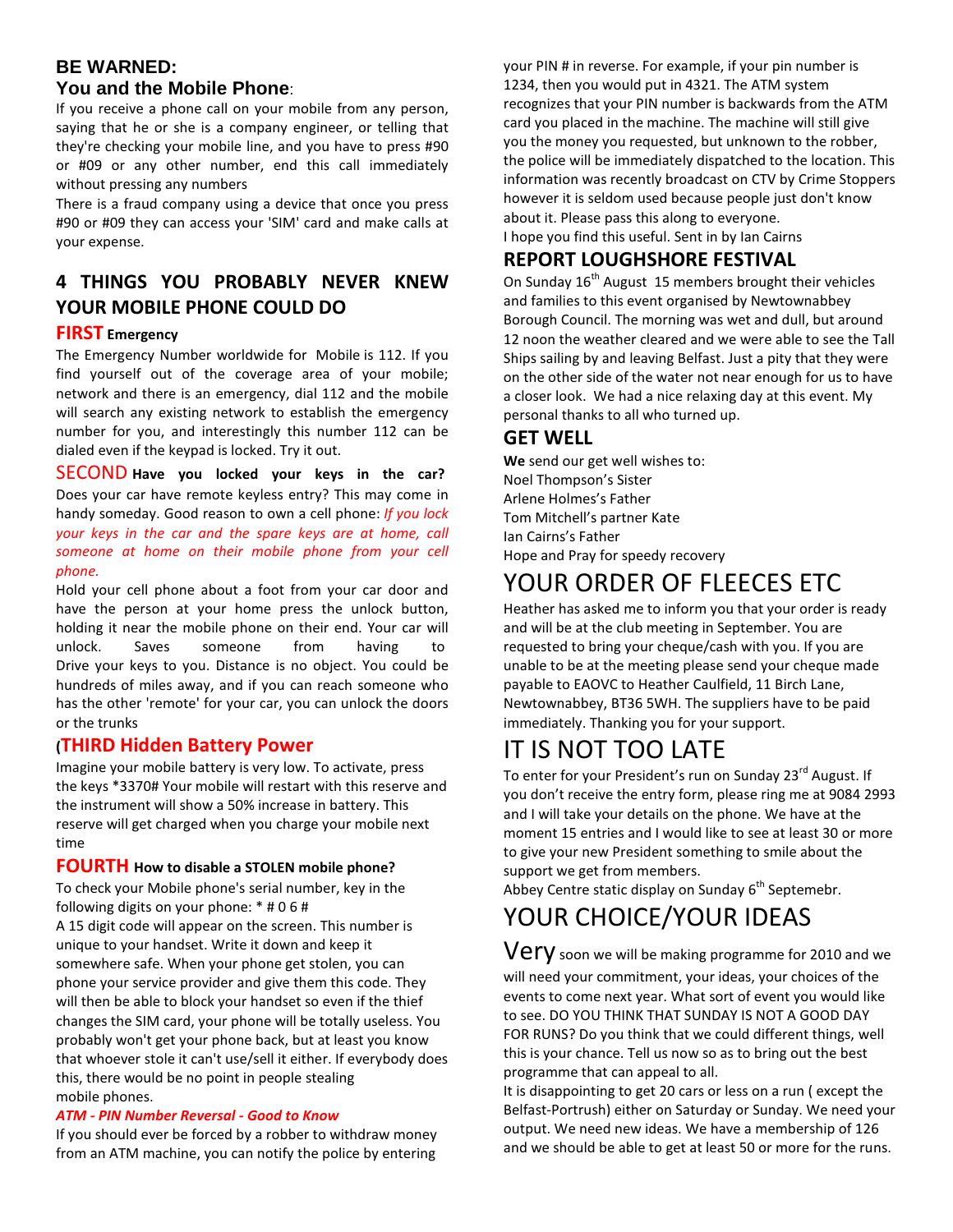## BE WARNED:

### You and the Mobile Phone:

If you receive a phone call on your mobile from any person, saying that he or she is a company engineer, or telling that they're checking your mobile line, and you have to press #90 or #09 or any other number, end this call immediately without pressing any numbers

There is a fraud company using a device that once you press #90 or #09 they can access your 'SIM' card and make calls at your expense.

## 4 THINGS YOU PROBABLY NEVER KNEW YOUR MOBILE PHONE COULD DO

### FIRST Emergency

The Emergency Number worldwide for Mobile is 112. If you find yourself out of the coverage area of your mobile; network and there is an emergency, dial 112 and the mobile will search any existing network to establish the emergency number for you, and interestingly this number 112 can be dialed even if the keypad is locked. Try it out.

### SECOND Have you locked your keys in the car?

Does your car have remote keyless entry? This may come in handy someday. Good reason to own a cell phone: *If you lock your keys in the car and the spare keys are at home, call someone at home on their mobile phone from your cell phone.*

Hold your cell phone about a foot from your car door and have the person at your home press the unlock button, holding it near the mobile phone on their end. Your car will unlock. Saves someone from having to Drive your keys to you. Distance is no object. You could be hundreds of miles away, and if you can reach someone who has the other 'remote' for your car, you can unlock the doors or the trunks

### (THIRD Hidden Battery Power

Imagine your mobile battery is very low. To activate, press the keys *3370# Your mobile will restart with this reserve and the instrument will show a 50% increase in battery. This reserve will get charged when you charge your mobile next time

### FOURTH How to disable a STOLEN mobile phone?

To check your Mobile phone's serial number, key in the following digits on your phone: * # 0 6 #

A 15 digit code will appear on the screen. This number is unique to your handset. Write it down and keep it somewhere safe. When your phone get stolen, you can phone your service provider and give them this code. They will then be able to block your handset so even if the thief changes the SIM card, your phone will be totally useless. You probably won't get your phone back, but at least you know that whoever stole it can't use/sell it either. If everybody does this, there would be no point in people stealing mobile phones.

***ATM - PIN Number Reversal - Good to Know***

If you should ever be forced by a robber to withdraw money from an ATM machine, you can notify the police by entering your PIN # in reverse. For example, if your pin number is 1234, then you would put in 4321. The ATM system recognizes that your PIN number is backwards from the ATM card you placed in the machine. The machine will still give you the money you requested, but unknown to the robber, the police will be immediately dispatched to the location. This information was recently broadcast on CTV by Crime Stoppers however it is seldom used because people just don't know about it. Please pass this along to everyone.

I hope you find this useful. Sent in by Ian Cairns

## REPORT LOUGHSHORE FESTIVAL

On Sunday 16th August 15 members brought their vehicles and families to this event organised by Newtownabbey Borough Council. The morning was wet and dull, but around 12 noon the weather cleared and we were able to see the Tall Ships sailing by and leaving Belfast. Just a pity that they were on the other side of the water not near enough for us to have a closer look. We had a nice relaxing day at this event. My personal thanks to all who turned up.

## GET WELL

**We** send our get well wishes to:

Noel Thompson's Sister
Arlene Holmes's Father
Tom Mitchell's partner Kate
Ian Cairns's Father
Hope and Pray for speedy recovery

## YOUR ORDER OF FLEECES ETC

Heather has asked me to inform you that your order is ready and will be at the club meeting in September. You are requested to bring your cheque/cash with you. If you are unable to be at the meeting please send your cheque made payable to EAOVC to Heather Caulfield, 11 Birch Lane, Newtownabbey, BT36 5WH. The suppliers have to be paid immediately. Thanking you for your support.

## IT IS NOT TOO LATE

To enter for your President's run on Sunday 23rd August. If you don't receive the entry form, please ring me at 9084 2993 and I will take your details on the phone. We have at the moment 15 entries and I would like to see at least 30 or more to give your new President something to smile about the support we get from members.

Abbey Centre static display on Sunday 6th Septemebr.

## YOUR CHOICE/YOUR IDEAS

Very soon we will be making programme for 2010 and we will need your commitment, your ideas, your choices of the events to come next year. What sort of event you would like to see. DO YOU THINK THAT SUNDAY IS NOT A GOOD DAY FOR RUNS? Do you think that we could different things, well this is your chance. Tell us now so as to bring out the best programme that can appeal to all.

It is disappointing to get 20 cars or less on a run ( except the Belfast-Portrush) either on Saturday or Sunday. We need your output. We need new ideas. We have a membership of 126 and we should be able to get at least 50 or more for the runs.